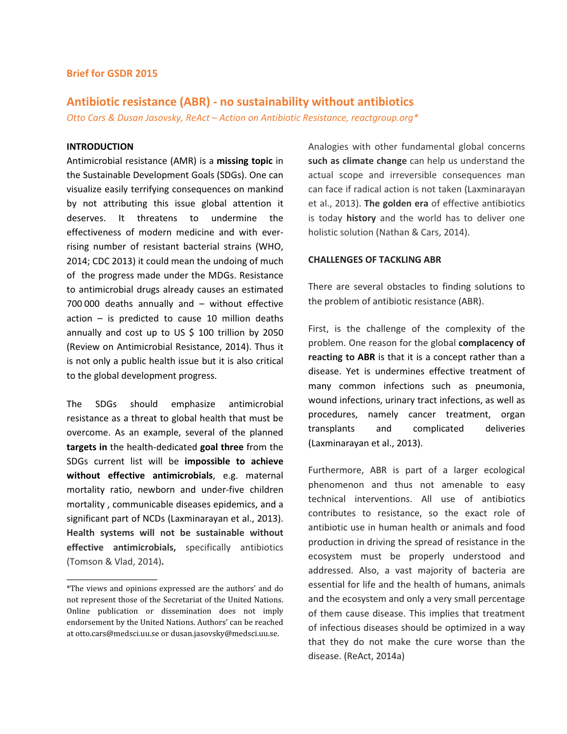**Brief for GSDR 2015**

# Antibiotic resistance (ABR) - no sustainability without antibiotics

*Otto Cars & Dusan Jasovsky, ReAct – Action on Antibiotic Resistance, reactgroup.org**

## INTRODUCTION

Antimicrobial resistance (AMR) is a **missing topic** in the Sustainable Development Goals (SDGs). One can visualize easily terrifying consequences on mankind by not attributing this issue global attention it deserves. It threatens to undermine the effectiveness of modern medicine and with ever-rising number of resistant bacterial strains (WHO, 2014; CDC 2013) it could mean the undoing of much of the progress made under the MDGs. Resistance to antimicrobial drugs already causes an estimated 700 000 deaths annually and – without effective action – is predicted to cause 10 million deaths annually and cost up to US $ 100 trillion by 2050 (Review on Antimicrobial Resistance, 2014). Thus it is not only a public health issue but it is also critical to the global development progress.

The SDGs should emphasize antimicrobial resistance as a threat to global health that must be overcome. As an example, several of the planned **targets in** the health-dedicated **goal three** from the SDGs current list will be **impossible to achieve without effective antimicrobials**, e.g. maternal mortality ratio, newborn and under-five children mortality , communicable diseases epidemics, and a significant part of NCDs (Laxminarayan et al., 2013). **Health systems will not be sustainable without effective antimicrobials,** specifically antibiotics (Tomson & Vlad, 2014)**.**

Analogies with other fundamental global concerns **such as climate change** can help us understand the actual scope and irreversible consequences man can face if radical action is not taken (Laxminarayan et al., 2013). **The golden era** of effective antibiotics is today **history** and the world has to deliver one holistic solution (Nathan & Cars, 2014).

## CHALLENGES OF TACKLING ABR

There are several obstacles to finding solutions to the problem of antibiotic resistance (ABR).

First, is the challenge of the complexity of the problem. One reason for the global **complacency of reacting to ABR** is that it is a concept rather than a disease. Yet is undermines effective treatment of many common infections such as pneumonia, wound infections, urinary tract infections, as well as procedures, namely cancer treatment, organ transplants and complicated deliveries (Laxminarayan et al., 2013).

Furthermore, ABR is part of a larger ecological phenomenon and thus not amenable to easy technical interventions. All use of antibiotics contributes to resistance, so the exact role of antibiotic use in human health or animals and food production in driving the spread of resistance in the ecosystem must be properly understood and addressed. Also, a vast majority of bacteria are essential for life and the health of humans, animals and the ecosystem and only a very small percentage of them cause disease. This implies that treatment of infectious diseases should be optimized in a way that they do not make the cure worse than the disease. (ReAct, 2014a)

---

*The views and opinions expressed are the authors' and do not represent those of the Secretariat of the United Nations. Online publication or dissemination does not imply endorsement by the United Nations. Authors' can be reached at otto.cars@medsci.uu.se or dusan.jasovsky@medsci.uu.se.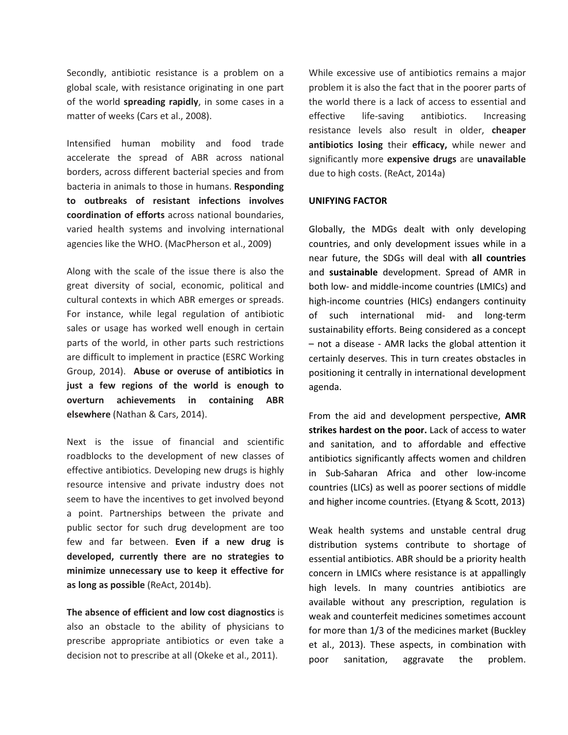Secondly, antibiotic resistance is a problem on a global scale, with resistance originating in one part of the world **spreading rapidly**, in some cases in a matter of weeks (Cars et al., 2008).

Intensified human mobility and food trade accelerate the spread of ABR across national borders, across different bacterial species and from bacteria in animals to those in humans. **Responding to outbreaks of resistant infections involves coordination of efforts** across national boundaries, varied health systems and involving international agencies like the WHO. (MacPherson et al., 2009)

Along with the scale of the issue there is also the great diversity of social, economic, political and cultural contexts in which ABR emerges or spreads. For instance, while legal regulation of antibiotic sales or usage has worked well enough in certain parts of the world, in other parts such restrictions are difficult to implement in practice (ESRC Working Group, 2014). **Abuse or overuse of antibiotics in just a few regions of the world is enough to overturn achievements in containing ABR elsewhere** (Nathan & Cars, 2014).

Next is the issue of financial and scientific roadblocks to the development of new classes of effective antibiotics. Developing new drugs is highly resource intensive and private industry does not seem to have the incentives to get involved beyond a point. Partnerships between the private and public sector for such drug development are too few and far between. **Even if a new drug is developed, currently there are no strategies to minimize unnecessary use to keep it effective for as long as possible** (ReAct, 2014b).

**The absence of efficient and low cost diagnostics** is also an obstacle to the ability of physicians to prescribe appropriate antibiotics or even take a decision not to prescribe at all (Okeke et al., 2011).

While excessive use of antibiotics remains a major problem it is also the fact that in the poorer parts of the world there is a lack of access to essential and effective life-saving antibiotics. Increasing resistance levels also result in older, **cheaper antibiotics losing** their **efficacy,** while newer and significantly more **expensive drugs** are **unavailable** due to high costs. (ReAct, 2014a)

**UNIFYING FACTOR**

Globally, the MDGs dealt with only developing countries, and only development issues while in a near future, the SDGs will deal with **all countries** and **sustainable** development. Spread of AMR in both low- and middle-income countries (LMICs) and high-income countries (HICs) endangers continuity of such international mid- and long-term sustainability efforts. Being considered as a concept – not a disease - AMR lacks the global attention it certainly deserves. This in turn creates obstacles in positioning it centrally in international development agenda.

From the aid and development perspective, **AMR strikes hardest on the poor.** Lack of access to water and sanitation, and to affordable and effective antibiotics significantly affects women and children in Sub-Saharan Africa and other low-income countries (LICs) as well as poorer sections of middle and higher income countries. (Etyang & Scott, 2013)

Weak health systems and unstable central drug distribution systems contribute to shortage of essential antibiotics. ABR should be a priority health concern in LMICs where resistance is at appallingly high levels. In many countries antibiotics are available without any prescription, regulation is weak and counterfeit medicines sometimes account for more than 1/3 of the medicines market (Buckley et al., 2013). These aspects, in combination with poor sanitation, aggravate the problem.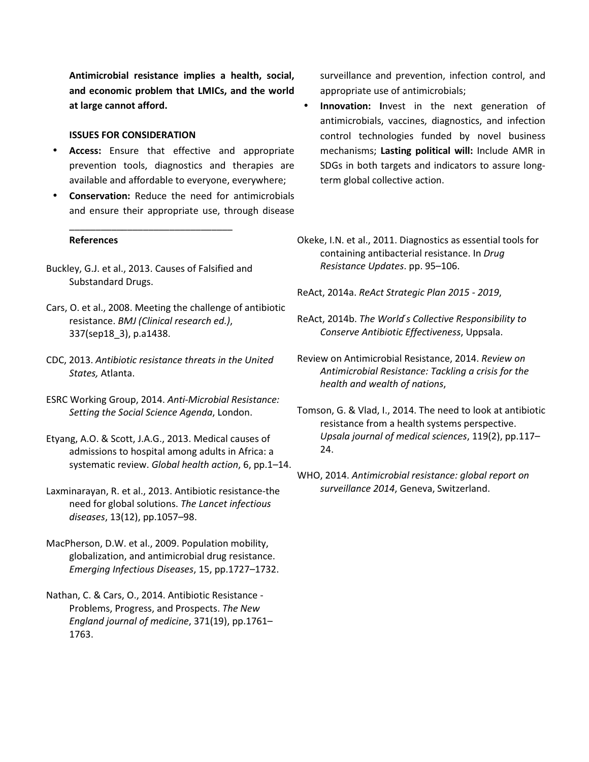**Antimicrobial resistance implies a health, social, and economic problem that LMICs, and the world at large cannot afford.**

**ISSUES FOR CONSIDERATION**

- **Access:** Ensure that effective and appropriate prevention tools, diagnostics and therapies are available and affordable to everyone, everywhere;
- **Conservation:** Reduce the need for antimicrobials and ensure their appropriate use, through disease surveillance and prevention, infection control, and appropriate use of antimicrobials;
- **Innovation: I**nvest in the next generation of antimicrobials, vaccines, diagnostics, and infection control technologies funded by novel business mechanisms; **Lasting political will:** Include AMR in SDGs in both targets and indicators to assure long-term global collective action.

---

**References**

Buckley, G.J. et al., 2013. Causes of Falsified and Substandard Drugs.

Cars, O. et al., 2008. Meeting the challenge of antibiotic resistance. *BMJ (Clinical research ed.)*, 337(sep18_3), p.a1438.

CDC, 2013. *Antibiotic resistance threats in the United States,* Atlanta.

ESRC Working Group, 2014. *Anti-Microbial Resistance: Setting the Social Science Agenda*, London.

Etyang, A.O. & Scott, J.A.G., 2013. Medical causes of admissions to hospital among adults in Africa: a systematic review. *Global health action*, 6, pp.1–14.

Laxminarayan, R. et al., 2013. Antibiotic resistance-the need for global solutions. *The Lancet infectious diseases*, 13(12), pp.1057–98.

MacPherson, D.W. et al., 2009. Population mobility, globalization, and antimicrobial drug resistance. *Emerging Infectious Diseases*, 15, pp.1727–1732.

Nathan, C. & Cars, O., 2014. Antibiotic Resistance - Problems, Progress, and Prospects. *The New England journal of medicine*, 371(19), pp.1761–1763.

Okeke, I.N. et al., 2011. Diagnostics as essential tools for containing antibacterial resistance. In *Drug Resistance Updates*. pp. 95–106.

ReAct, 2014a. *ReAct Strategic Plan 2015 - 2019*,

ReAct, 2014b. *The World's Collective Responsibility to Conserve Antibiotic Effectiveness*, Uppsala.

Review on Antimicrobial Resistance, 2014. *Review on Antimicrobial Resistance: Tackling a crisis for the health and wealth of nations*,

Tomson, G. & Vlad, I., 2014. The need to look at antibiotic resistance from a health systems perspective. *Upsala journal of medical sciences*, 119(2), pp.117–24.

WHO, 2014. *Antimicrobial resistance: global report on surveillance 2014*, Geneva, Switzerland.